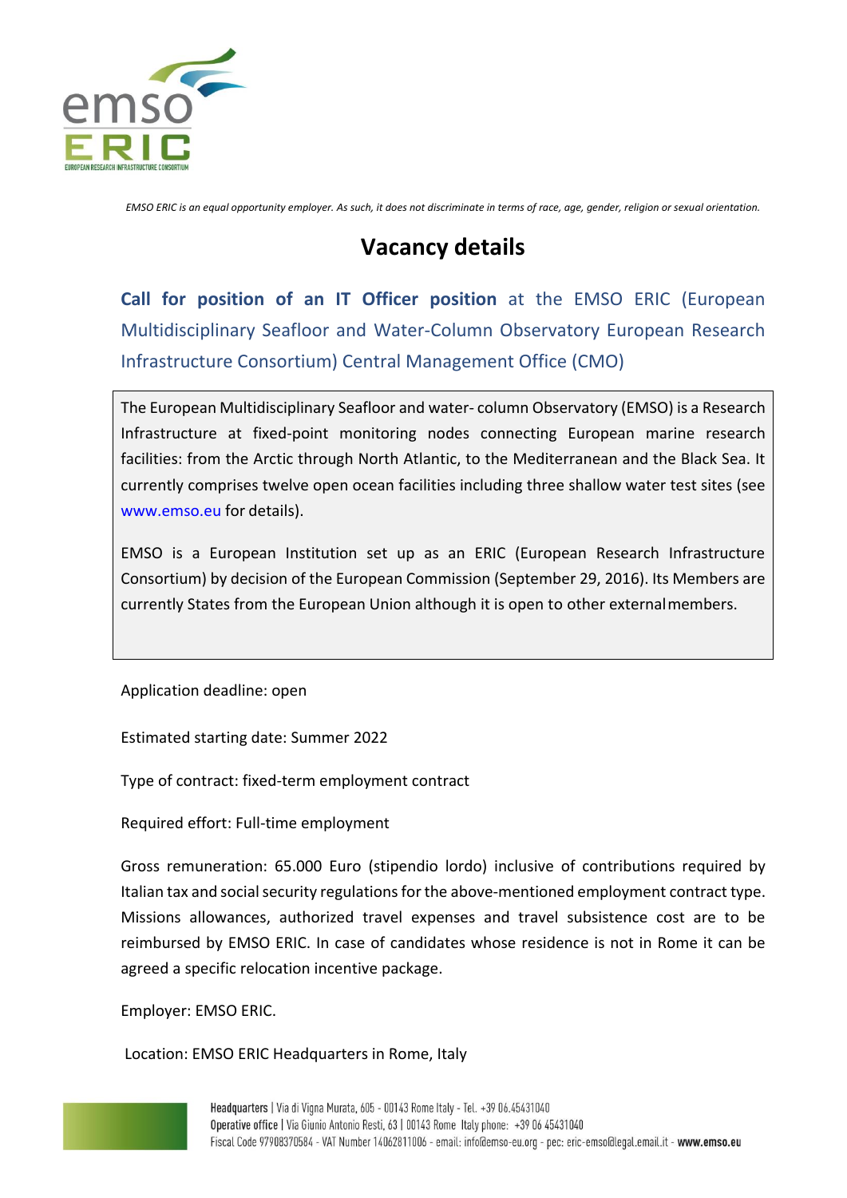*EMSO ERIC is an equal opportunity employer. As such, it does not discriminate in terms of race, age, gender, religion or sexual orientation.*

# Vacancy details

**Call for position of an IT Officer position** at the EMSO ERIC (European Multidisciplinary Seafloor and Water-Column Observatory European Research Infrastructure Consortium) Central Management Office (CMO)

The European Multidisciplinary Seafloor and water- column Observatory (EMSO) is a Research Infrastructure at fixed-point monitoring nodes connecting European marine research facilities: from the Arctic through North Atlantic, to the Mediterranean and the Black Sea. It currently comprises twelve open ocean facilities including three shallow water test sites (see www.emso.eu for details).

EMSO is a European Institution set up as an ERIC (European Research Infrastructure Consortium) by decision of the European Commission (September 29, 2016). Its Members are currently States from the European Union although it is open to other external members.

Application deadline: open

Estimated starting date: Summer 2022

Type of contract: fixed-term employment contract

Required effort: Full-time employment

Gross remuneration: 65.000 Euro (stipendio lordo) inclusive of contributions required by Italian tax and social security regulations for the above-mentioned employment contract type. Missions allowances, authorized travel expenses and travel subsistence cost are to be reimbursed by EMSO ERIC. In case of candidates whose residence is not in Rome it can be agreed a specific relocation incentive package.

Employer: EMSO ERIC.

Location: EMSO ERIC Headquarters in Rome, Italy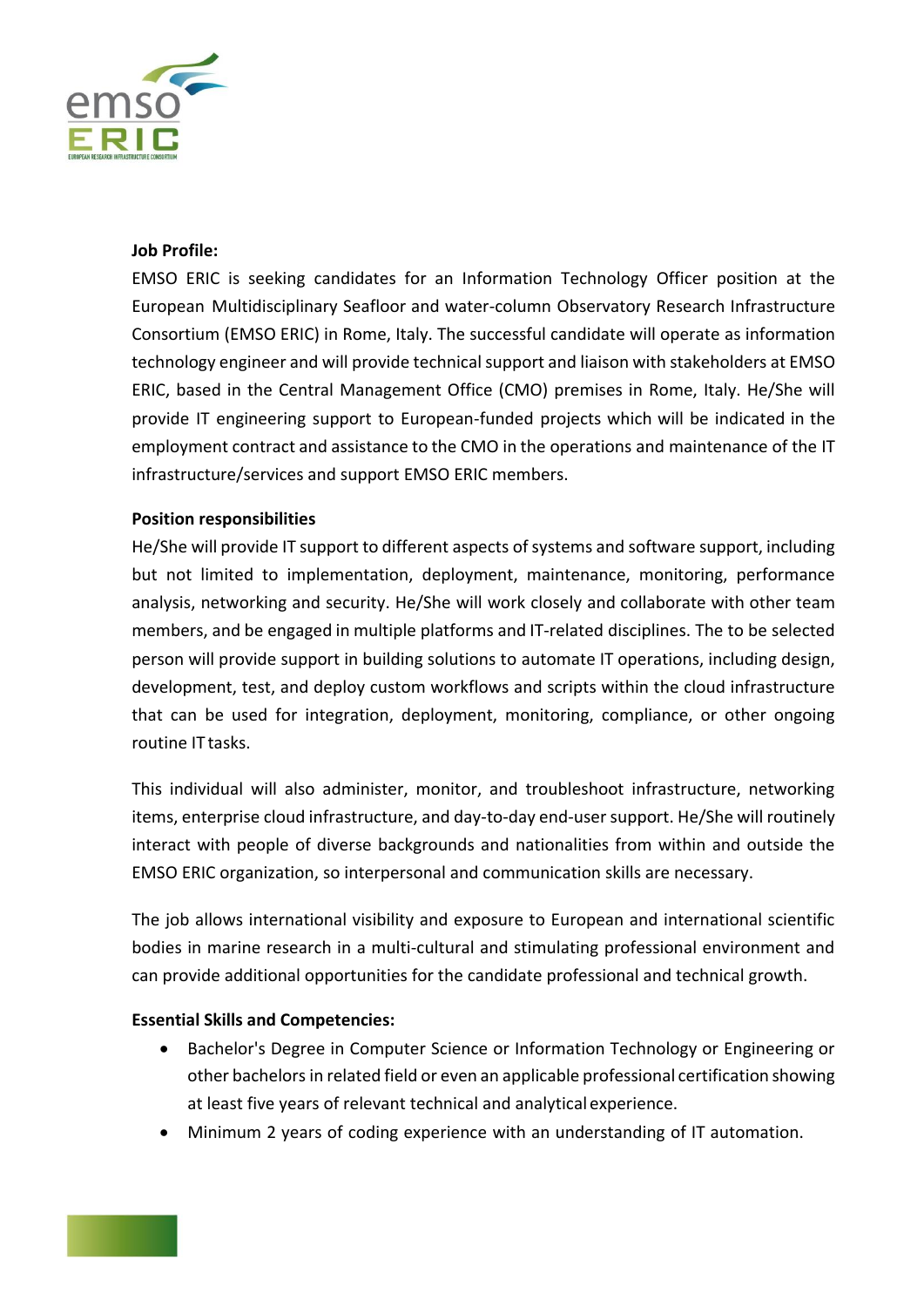**Job Profile:**

EMSO ERIC is seeking candidates for an Information Technology Officer position at the European Multidisciplinary Seafloor and water-column Observatory Research Infrastructure Consortium (EMSO ERIC) in Rome, Italy. The successful candidate will operate as information technology engineer and will provide technical support and liaison with stakeholders at EMSO ERIC, based in the Central Management Office (CMO) premises in Rome, Italy. He/She will provide IT engineering support to European-funded projects which will be indicated in the employment contract and assistance to the CMO in the operations and maintenance of the IT infrastructure/services and support EMSO ERIC members.

**Position responsibilities**

He/She will provide IT support to different aspects of systems and software support, including but not limited to implementation, deployment, maintenance, monitoring, performance analysis, networking and security. He/She will work closely and collaborate with other team members, and be engaged in multiple platforms and IT-related disciplines. The to be selected person will provide support in building solutions to automate IT operations, including design, development, test, and deploy custom workflows and scripts within the cloud infrastructure that can be used for integration, deployment, monitoring, compliance, or other ongoing routine IT tasks.

This individual will also administer, monitor, and troubleshoot infrastructure, networking items, enterprise cloud infrastructure, and day-to-day end-user support. He/She will routinely interact with people of diverse backgrounds and nationalities from within and outside the EMSO ERIC organization, so interpersonal and communication skills are necessary.

The job allows international visibility and exposure to European and international scientific bodies in marine research in a multi-cultural and stimulating professional environment and can provide additional opportunities for the candidate professional and technical growth.

**Essential Skills and Competencies:**

- Bachelor's Degree in Computer Science or Information Technology or Engineering or other bachelors in related field or even an applicable professional certification showing at least five years of relevant technical and analytical experience.
- Minimum 2 years of coding experience with an understanding of IT automation.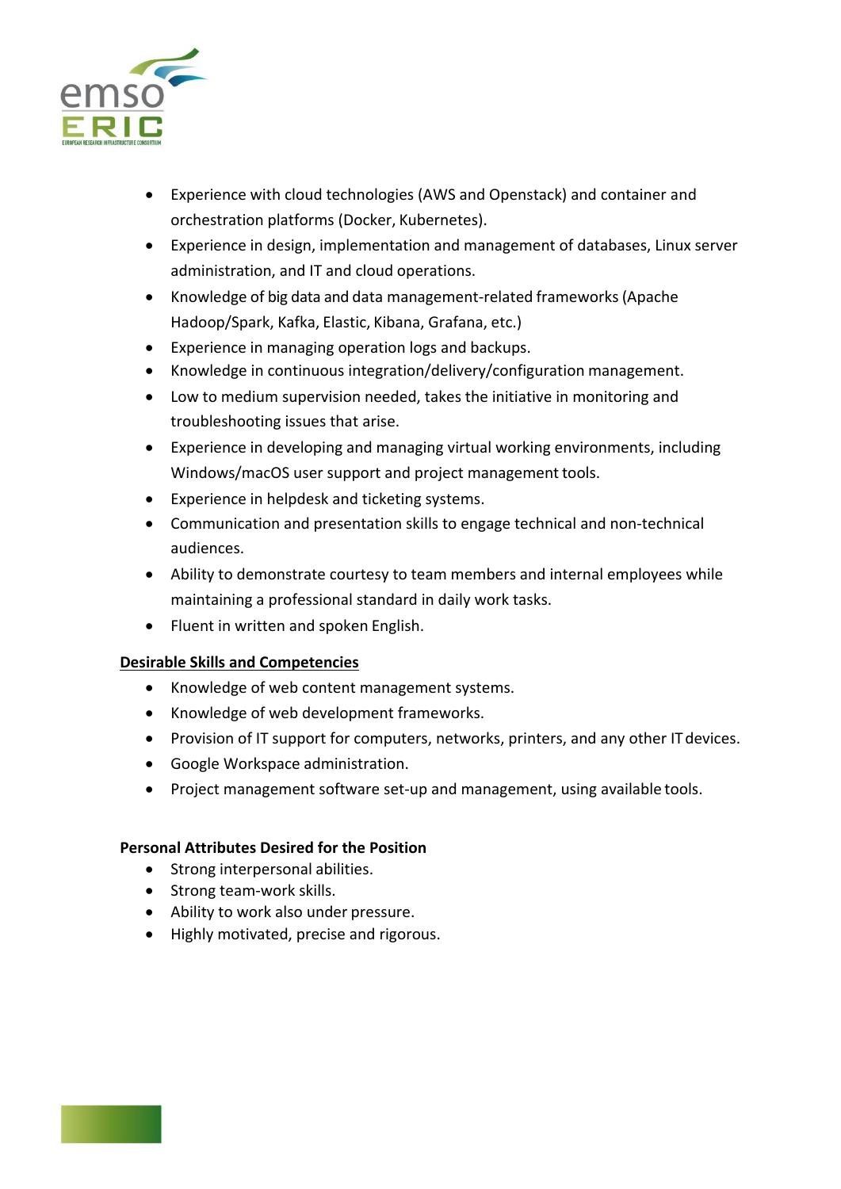- Experience with cloud technologies (AWS and Openstack) and container and orchestration platforms (Docker, Kubernetes).
- Experience in design, implementation and management of databases, Linux server administration, and IT and cloud operations.
- Knowledge of big data and data management-related frameworks (Apache Hadoop/Spark, Kafka, Elastic, Kibana, Grafana, etc.)
- Experience in managing operation logs and backups.
- Knowledge in continuous integration/delivery/configuration management.
- Low to medium supervision needed, takes the initiative in monitoring and troubleshooting issues that arise.
- Experience in developing and managing virtual working environments, including Windows/macOS user support and project management tools.
- Experience in helpdesk and ticketing systems.
- Communication and presentation skills to engage technical and non-technical audiences.
- Ability to demonstrate courtesy to team members and internal employees while maintaining a professional standard in daily work tasks.
- Fluent in written and spoken English.

**Desirable Skills and Competencies**

- Knowledge of web content management systems.
- Knowledge of web development frameworks.
- Provision of IT support for computers, networks, printers, and any other IT devices.
- Google Workspace administration.
- Project management software set-up and management, using available tools.

**Personal Attributes Desired for the Position**

- Strong interpersonal abilities.
- Strong team-work skills.
- Ability to work also under pressure.
- Highly motivated, precise and rigorous.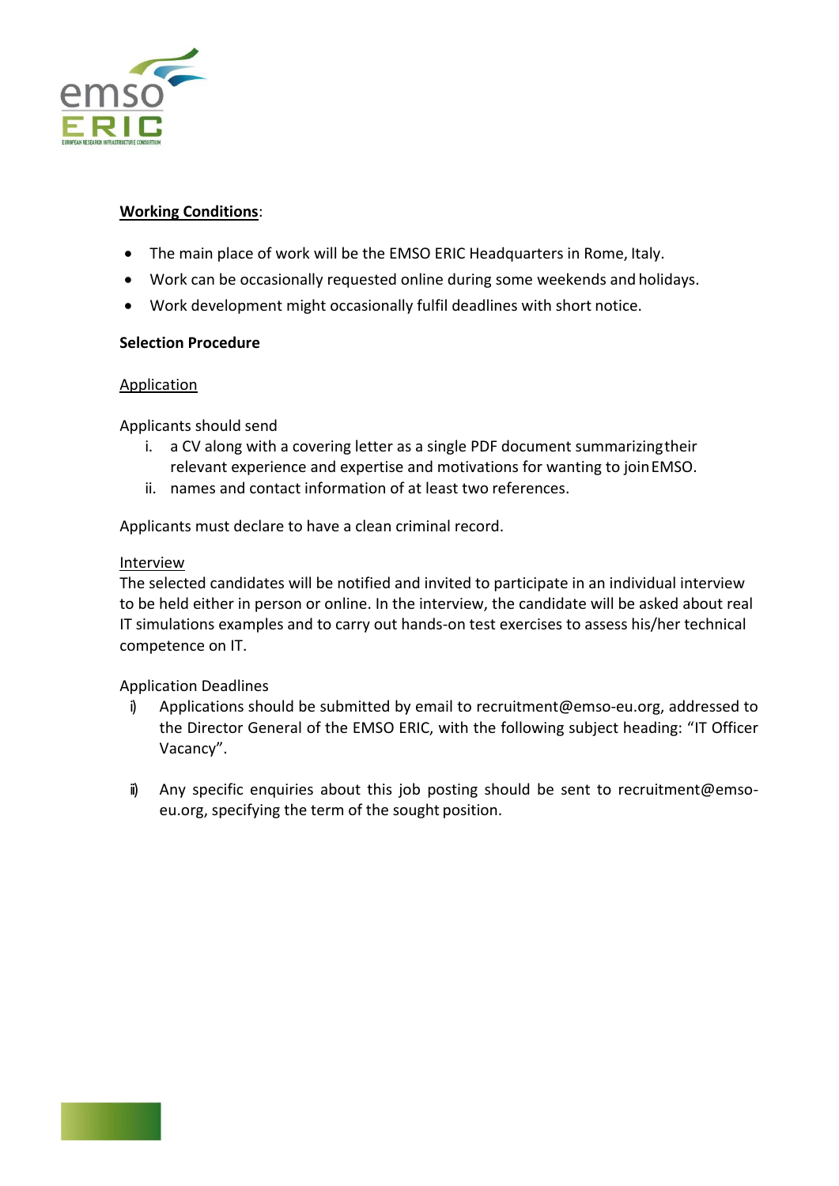**Working Conditions**:

- The main place of work will be the EMSO ERIC Headquarters in Rome, Italy.
- Work can be occasionally requested online during some weekends and holidays.
- Work development might occasionally fulfil deadlines with short notice.

**Selection Procedure**

Application

Applicants should send

i. a CV along with a covering letter as a single PDF document summarizing their relevant experience and expertise and motivations for wanting to join EMSO.
ii. names and contact information of at least two references.

Applicants must declare to have a clean criminal record.

Interview

The selected candidates will be notified and invited to participate in an individual interview to be held either in person or online. In the interview, the candidate will be asked about real IT simulations examples and to carry out hands-on test exercises to assess his/her technical competence on IT.

Application Deadlines

i) Applications should be submitted by email to recruitment@emso-eu.org, addressed to the Director General of the EMSO ERIC, with the following subject heading: "IT Officer Vacancy".

ii) Any specific enquiries about this job posting should be sent to recruitment@emso-eu.org, specifying the term of the sought position.